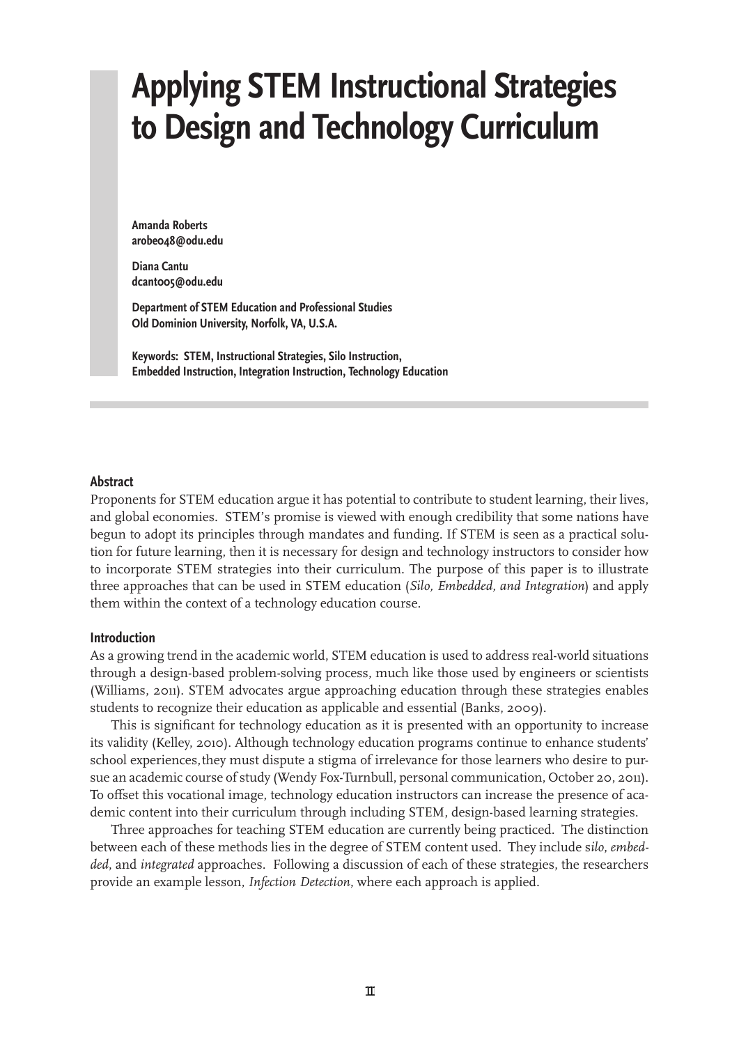# Applying STEM Instructional Strategies to Design and Technology Curriculum

**Amanda Roberts**
**arobe048@odu.edu**

**Diana Cantu**
**dcant005@odu.edu**

**Department of STEM Education and Professional Studies**
**Old Dominion University, Norfolk, VA, U.S.A.**

**Keywords: STEM, Instructional Strategies, Silo Instruction, Embedded Instruction, Integration Instruction, Technology Education**

## Abstract

Proponents for STEM education argue it has potential to contribute to student learning, their lives, and global economies. STEM's promise is viewed with enough credibility that some nations have begun to adopt its principles through mandates and funding. If STEM is seen as a practical solution for future learning, then it is necessary for design and technology instructors to consider how to incorporate STEM strategies into their curriculum. The purpose of this paper is to illustrate three approaches that can be used in STEM education (*Silo, Embedded, and Integration*) and apply them within the context of a technology education course.

## Introduction

As a growing trend in the academic world, STEM education is used to address real-world situations through a design-based problem-solving process, much like those used by engineers or scientists (Williams, 2011). STEM advocates argue approaching education through these strategies enables students to recognize their education as applicable and essential (Banks, 2009).

This is significant for technology education as it is presented with an opportunity to increase its validity (Kelley, 2010). Although technology education programs continue to enhance students' school experiences, they must dispute a stigma of irrelevance for those learners who desire to pursue an academic course of study (Wendy Fox-Turnbull, personal communication, October 20, 2011). To offset this vocational image, technology education instructors can increase the presence of academic content into their curriculum through including STEM, design-based learning strategies.

Three approaches for teaching STEM education are currently being practiced. The distinction between each of these methods lies in the degree of STEM content used. They include *silo, embedded,* and *integrated* approaches. Following a discussion of each of these strategies, the researchers provide an example lesson, *Infection Detection*, where each approach is applied.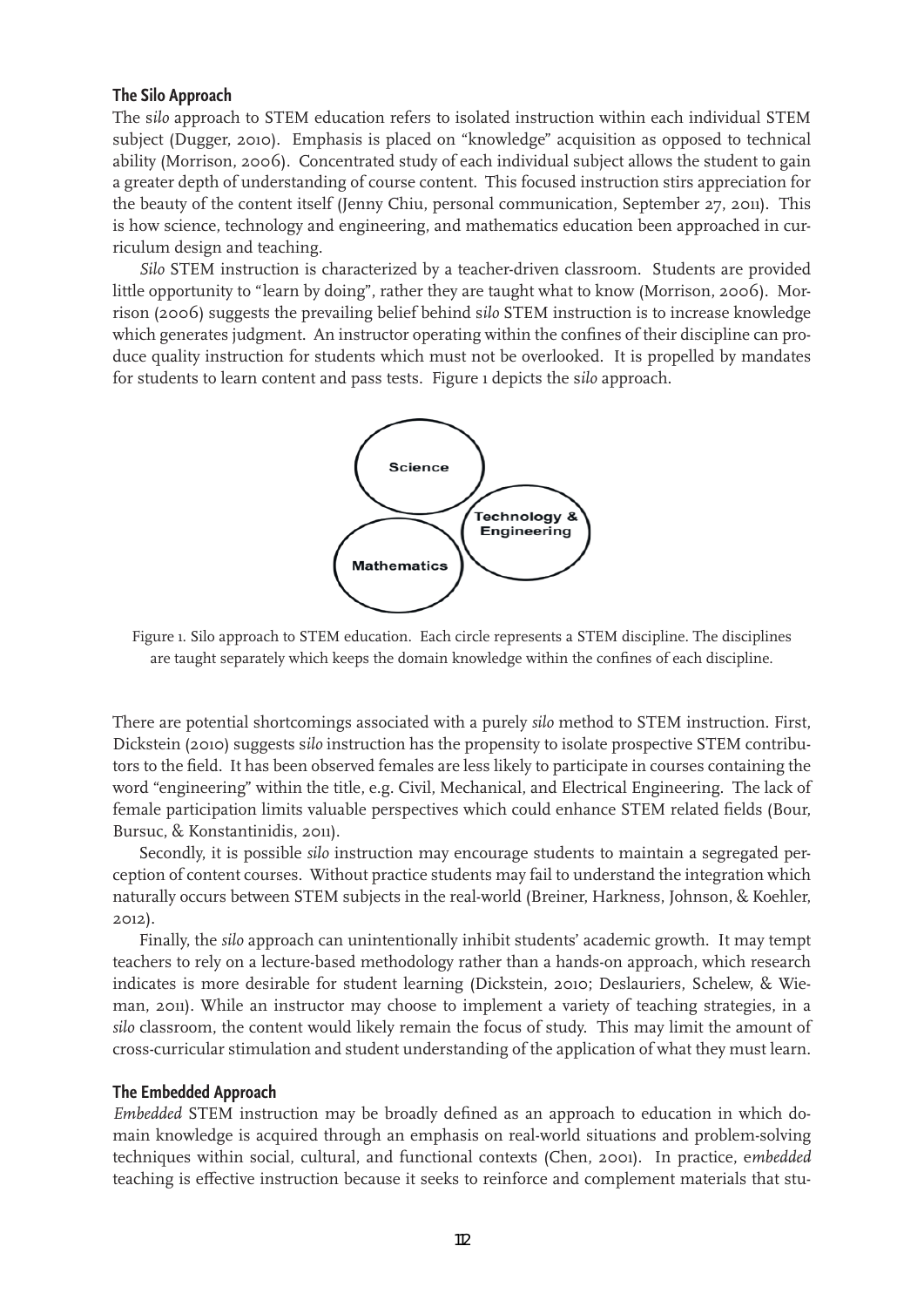### The Silo Approach

The s*ilo* approach to STEM education refers to isolated instruction within each individual STEM subject (Dugger, 2010). Emphasis is placed on "knowledge" acquisition as opposed to technical ability (Morrison, 2006). Concentrated study of each individual subject allows the student to gain a greater depth of understanding of course content. This focused instruction stirs appreciation for the beauty of the content itself (Jenny Chiu, personal communication, September 27, 2011). This is how science, technology and engineering, and mathematics education been approached in curriculum design and teaching.

*Silo* STEM instruction is characterized by a teacher-driven classroom. Students are provided little opportunity to "learn by doing", rather they are taught what to know (Morrison, 2006). Morrison (2006) suggests the prevailing belief behind s*ilo* STEM instruction is to increase knowledge which generates judgment. An instructor operating within the confines of their discipline can produce quality instruction for students which must not be overlooked. It is propelled by mandates for students to learn content and pass tests. Figure 1 depicts the s*ilo* approach.

Science

Technology & Engineering

Mathematics

Figure 1. Silo approach to STEM education. Each circle represents a STEM discipline. The disciplines are taught separately which keeps the domain knowledge within the confines of each discipline.

There are potential shortcomings associated with a purely *silo* method to STEM instruction. First, Dickstein (2010) suggests s*ilo* instruction has the propensity to isolate prospective STEM contributors to the field. It has been observed females are less likely to participate in courses containing the word "engineering" within the title, e.g. Civil, Mechanical, and Electrical Engineering. The lack of female participation limits valuable perspectives which could enhance STEM related fields (Bour, Bursuc, & Konstantinidis, 2011).

Secondly, it is possible *silo* instruction may encourage students to maintain a segregated perception of content courses. Without practice students may fail to understand the integration which naturally occurs between STEM subjects in the real-world (Breiner, Harkness, Johnson, & Koehler, 2012).

Finally, the *silo* approach can unintentionally inhibit students' academic growth. It may tempt teachers to rely on a lecture-based methodology rather than a hands-on approach, which research indicates is more desirable for student learning (Dickstein, 2010; Deslauriers, Schelew, & Wieman, 2011). While an instructor may choose to implement a variety of teaching strategies, in a *silo* classroom, the content would likely remain the focus of study. This may limit the amount of cross-curricular stimulation and student understanding of the application of what they must learn.

### The Embedded Approach

*Embedded* STEM instruction may be broadly defined as an approach to education in which domain knowledge is acquired through an emphasis on real-world situations and problem-solving techniques within social, cultural, and functional contexts (Chen, 2001). In practice, e*mbedded* teaching is effective instruction because it seeks to reinforce and complement materials that stu-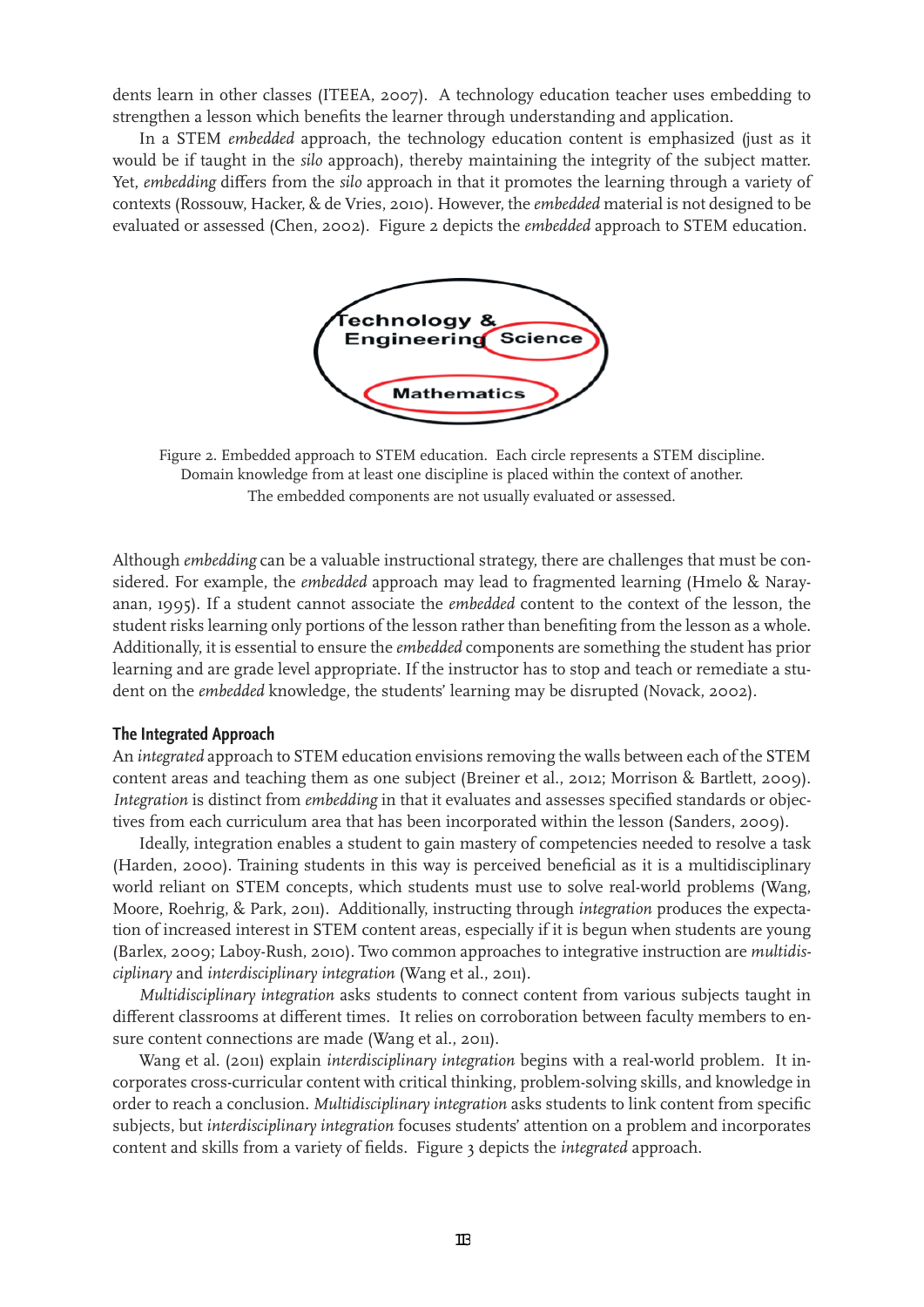dents learn in other classes (ITEEA, 2007). A technology education teacher uses embedding to strengthen a lesson which benefits the learner through understanding and application.

In a STEM *embedded* approach, the technology education content is emphasized (just as it would be if taught in the *silo* approach), thereby maintaining the integrity of the subject matter. Yet, *embedding* differs from the *silo* approach in that it promotes the learning through a variety of contexts (Rossouw, Hacker, & de Vries, 2010). However, the *embedded* material is not designed to be evaluated or assessed (Chen, 2002). Figure 2 depicts the *embedded* approach to STEM education.

Technology & Engineering

Science

Mathematics

Figure 2. Embedded approach to STEM education. Each circle represents a STEM discipline. Domain knowledge from at least one discipline is placed within the context of another. The embedded components are not usually evaluated or assessed.

Although *embedding* can be a valuable instructional strategy, there are challenges that must be considered. For example, the *embedded* approach may lead to fragmented learning (Hmelo & Narayanan, 1995). If a student cannot associate the *embedded* content to the context of the lesson, the student risks learning only portions of the lesson rather than benefiting from the lesson as a whole. Additionally, it is essential to ensure the *embedded* components are something the student has prior learning and are grade level appropriate. If the instructor has to stop and teach or remediate a student on the *embedded* knowledge, the students' learning may be disrupted (Novack, 2002).

### The Integrated Approach

An *integrated* approach to STEM education envisions removing the walls between each of the STEM content areas and teaching them as one subject (Breiner et al., 2012; Morrison & Bartlett, 2009). *Integration* is distinct from *embedding* in that it evaluates and assesses specified standards or objectives from each curriculum area that has been incorporated within the lesson (Sanders, 2009).

Ideally, integration enables a student to gain mastery of competencies needed to resolve a task (Harden, 2000). Training students in this way is perceived beneficial as it is a multidisciplinary world reliant on STEM concepts, which students must use to solve real-world problems (Wang, Moore, Roehrig, & Park, 2011). Additionally, instructing through *integration* produces the expectation of increased interest in STEM content areas, especially if it is begun when students are young (Barlex, 2009; Laboy-Rush, 2010). Two common approaches to integrative instruction are *multidisciplinary* and *interdisciplinary integration* (Wang et al., 2011).

*Multidisciplinary integration* asks students to connect content from various subjects taught in different classrooms at different times. It relies on corroboration between faculty members to ensure content connections are made (Wang et al., 2011).

Wang et al. (2011) explain *interdisciplinary integration* begins with a real-world problem. It incorporates cross-curricular content with critical thinking, problem-solving skills, and knowledge in order to reach a conclusion. *Multidisciplinary integration* asks students to link content from specific subjects, but *interdisciplinary integration* focuses students' attention on a problem and incorporates content and skills from a variety of fields. Figure 3 depicts the *integrated* approach.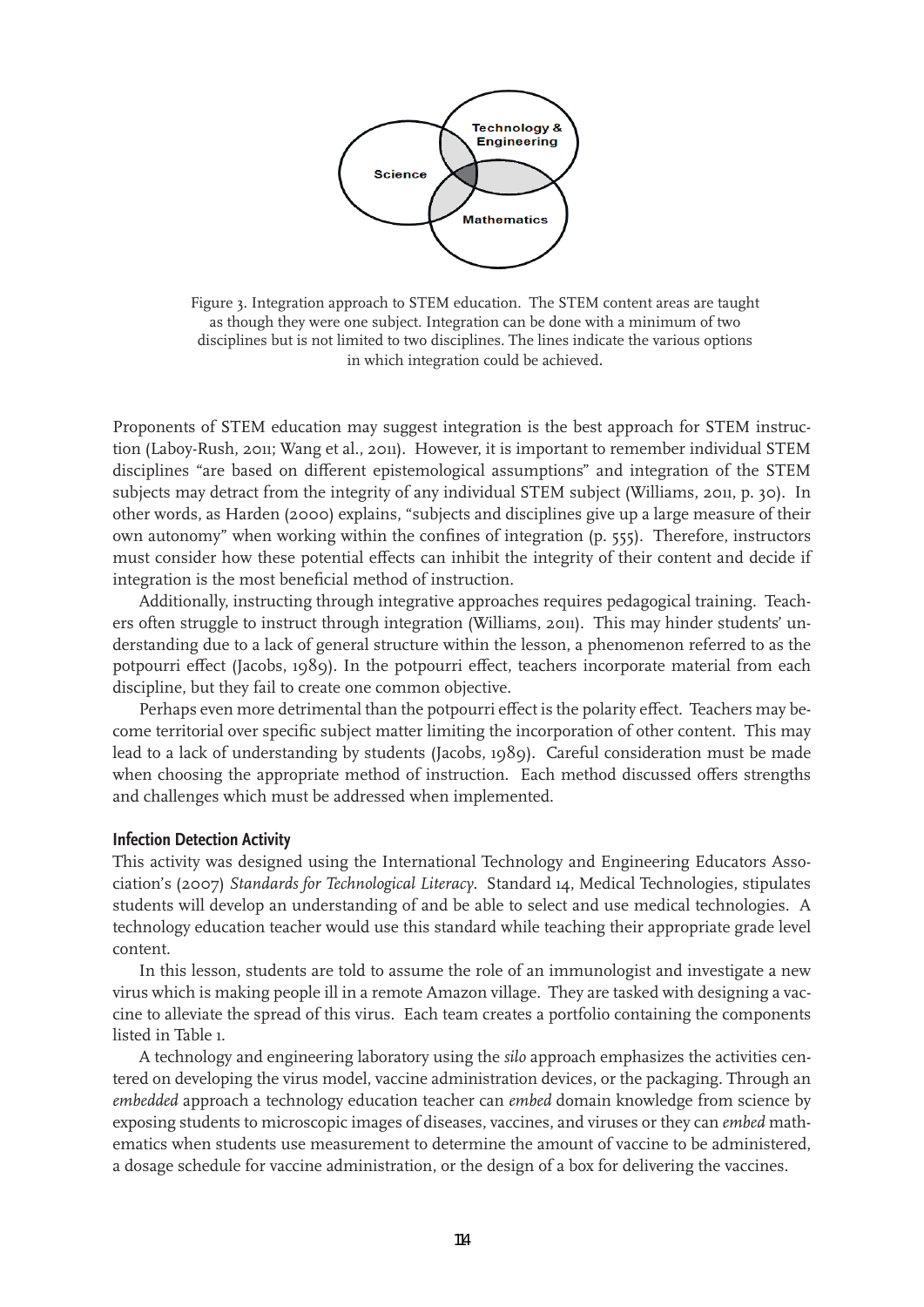Technology & Engineering

Science

Mathematics

Figure 3. Integration approach to STEM education. The STEM content areas are taught as though they were one subject. Integration can be done with a minimum of two disciplines but is not limited to two disciplines. The lines indicate the various options in which integration could be achieved.

Proponents of STEM education may suggest integration is the best approach for STEM instruction (Laboy-Rush, 2011; Wang et al., 2011). However, it is important to remember individual STEM disciplines "are based on different epistemological assumptions" and integration of the STEM subjects may detract from the integrity of any individual STEM subject (Williams, 2011, p. 30). In other words, as Harden (2000) explains, "subjects and disciplines give up a large measure of their own autonomy" when working within the confines of integration (p. 555). Therefore, instructors must consider how these potential effects can inhibit the integrity of their content and decide if integration is the most beneficial method of instruction.

Additionally, instructing through integrative approaches requires pedagogical training. Teachers often struggle to instruct through integration (Williams, 2011). This may hinder students' understanding due to a lack of general structure within the lesson, a phenomenon referred to as the potpourri effect (Jacobs, 1989). In the potpourri effect, teachers incorporate material from each discipline, but they fail to create one common objective.

Perhaps even more detrimental than the potpourri effect is the polarity effect. Teachers may become territorial over specific subject matter limiting the incorporation of other content. This may lead to a lack of understanding by students (Jacobs, 1989). Careful consideration must be made when choosing the appropriate method of instruction. Each method discussed offers strengths and challenges which must be addressed when implemented.

### Infection Detection Activity

This activity was designed using the International Technology and Engineering Educators Association's (2007) *Standards for Technological Literacy*. Standard 14, Medical Technologies, stipulates students will develop an understanding of and be able to select and use medical technologies. A technology education teacher would use this standard while teaching their appropriate grade level content.

In this lesson, students are told to assume the role of an immunologist and investigate a new virus which is making people ill in a remote Amazon village. They are tasked with designing a vaccine to alleviate the spread of this virus. Each team creates a portfolio containing the components listed in Table 1.

A technology and engineering laboratory using the *silo* approach emphasizes the activities centered on developing the virus model, vaccine administration devices, or the packaging. Through an *embedded* approach a technology education teacher can *embed* domain knowledge from science by exposing students to microscopic images of diseases, vaccines, and viruses or they can *embed* mathematics when students use measurement to determine the amount of vaccine to be administered, a dosage schedule for vaccine administration, or the design of a box for delivering the vaccines.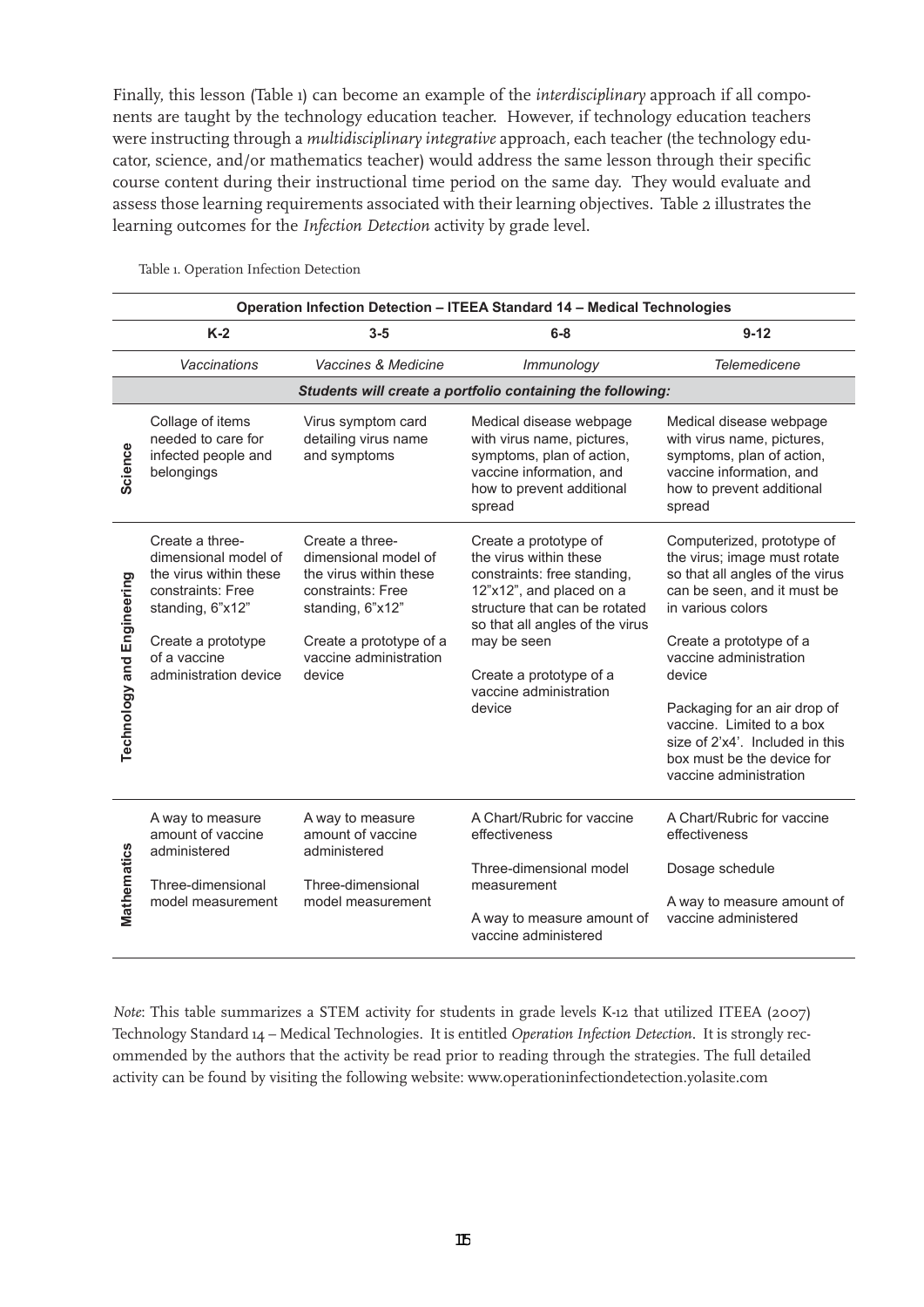Finally, this lesson (Table 1) can become an example of the *interdisciplinary* approach if all components are taught by the technology education teacher. However, if technology education teachers were instructing through a *multidisciplinary integrative* approach, each teacher (the technology educator, science, and/or mathematics teacher) would address the same lesson through their specific course content during their instructional time period on the same day. They would evaluate and assess those learning requirements associated with their learning objectives. Table 2 illustrates the learning outcomes for the *Infection Detection* activity by grade level.

Table 1. Operation Infection Detection

| Operation Infection Detection – ITEEA Standard 14 – Medical Technologies | | | | |
|---|---|---|---|---|
| | **K-2** | **3-5** | **6-8** | **9-12** |
| | *Vaccinations* | *Vaccines & Medicine* | *Immunology* | *Telemedicene* |
| ***Students will create a portfolio containing the following:*** | | | | |
| **Science** | Collage of items needed to care for infected people and belongings | Virus symptom card detailing virus name and symptoms | Medical disease webpage with virus name, pictures, symptoms, plan of action, vaccine information, and how to prevent additional spread | Medical disease webpage with virus name, pictures, symptoms, plan of action, vaccine information, and how to prevent additional spread |
| **Technology and Engineering** | Create a three-dimensional model of the virus within these constraints: Free standing, 6"x12"<br><br>Create a prototype of a vaccine administration device | Create a three-dimensional model of the virus within these constraints: Free standing, 6"x12"<br><br>Create a prototype of a vaccine administration device | Create a prototype of the virus within these constraints: free standing, 12"x12", and placed on a structure that can be rotated so that all angles of the virus may be seen<br><br>Create a prototype of a vaccine administration device | Computerized, prototype of the virus; image must rotate so that all angles of the virus can be seen, and it must be in various colors<br><br>Create a prototype of a vaccine administration device<br><br>Packaging for an air drop of vaccine. Limited to a box size of 2'x4'. Included in this box must be the device for vaccine administration |
| **Mathematics** | A way to measure amount of vaccine administered<br><br>Three-dimensional model measurement | A way to measure amount of vaccine administered<br><br>Three-dimensional model measurement | A Chart/Rubric for vaccine effectiveness<br><br>Three-dimensional model measurement<br><br>A way to measure amount of vaccine administered | A Chart/Rubric for vaccine effectiveness<br><br>Dosage schedule<br><br>A way to measure amount of vaccine administered |

*Note*: This table summarizes a STEM activity for students in grade levels K-12 that utilized ITEEA (2007) Technology Standard 14 – Medical Technologies. It is entitled *Operation Infection Detection*. It is strongly recommended by the authors that the activity be read prior to reading through the strategies. The full detailed activity can be found by visiting the following website: www.operationinfectiondetection.yolasite.com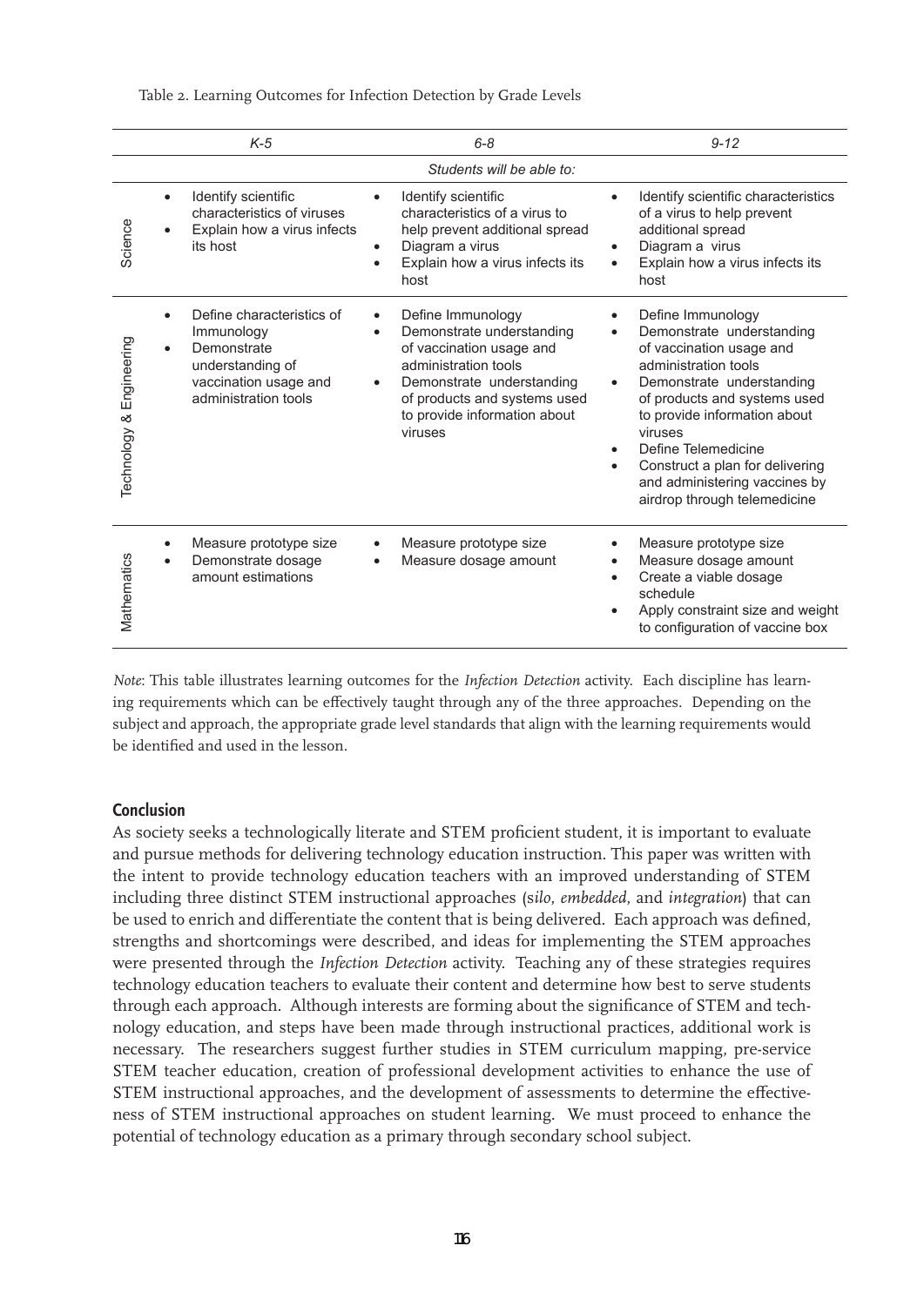Table 2. Learning Outcomes for Infection Detection by Grade Levels

| | *K-5* | *6-8* | *9-12* |
|---|---|---|---|
| | | *Students will be able to:* | |
| Science | • Identify scientific characteristics of viruses<br>• Explain how a virus infects its host | • Identify scientific characteristics of a virus to help prevent additional spread<br>• Diagram a virus<br>• Explain how a virus infects its host | • Identify scientific characteristics of a virus to help prevent additional spread<br>• Diagram a virus<br>• Explain how a virus infects its host |
| Technology & Engineering | • Define characteristics of Immunology<br>• Demonstrate understanding of vaccination usage and administration tools | • Define Immunology<br>• Demonstrate understanding of vaccination usage and administration tools<br>• Demonstrate understanding of products and systems used to provide information about viruses | • Define Immunology<br>• Demonstrate understanding of vaccination usage and administration tools<br>• Demonstrate understanding of products and systems used to provide information about viruses<br>• Define Telemedicine<br>• Construct a plan for delivering and administering vaccines by airdrop through telemedicine |
| Mathematics | • Measure prototype size<br>• Demonstrate dosage amount estimations | • Measure prototype size<br>• Measure dosage amount | • Measure prototype size<br>• Measure dosage amount<br>• Create a viable dosage schedule<br>• Apply constraint size and weight to configuration of vaccine box |

*Note*: This table illustrates learning outcomes for the *Infection Detection* activity. Each discipline has learning requirements which can be effectively taught through any of the three approaches. Depending on the subject and approach, the appropriate grade level standards that align with the learning requirements would be identified and used in the lesson.

## Conclusion

As society seeks a technologically literate and STEM proficient student, it is important to evaluate and pursue methods for delivering technology education instruction. This paper was written with the intent to provide technology education teachers with an improved understanding of STEM including three distinct STEM instructional approaches (*silo*, *embedded*, and *integration*) that can be used to enrich and differentiate the content that is being delivered. Each approach was defined, strengths and shortcomings were described, and ideas for implementing the STEM approaches were presented through the *Infection Detection* activity. Teaching any of these strategies requires technology education teachers to evaluate their content and determine how best to serve students through each approach. Although interests are forming about the significance of STEM and technology education, and steps have been made through instructional practices, additional work is necessary. The researchers suggest further studies in STEM curriculum mapping, pre-service STEM teacher education, creation of professional development activities to enhance the use of STEM instructional approaches, and the development of assessments to determine the effectiveness of STEM instructional approaches on student learning. We must proceed to enhance the potential of technology education as a primary through secondary school subject.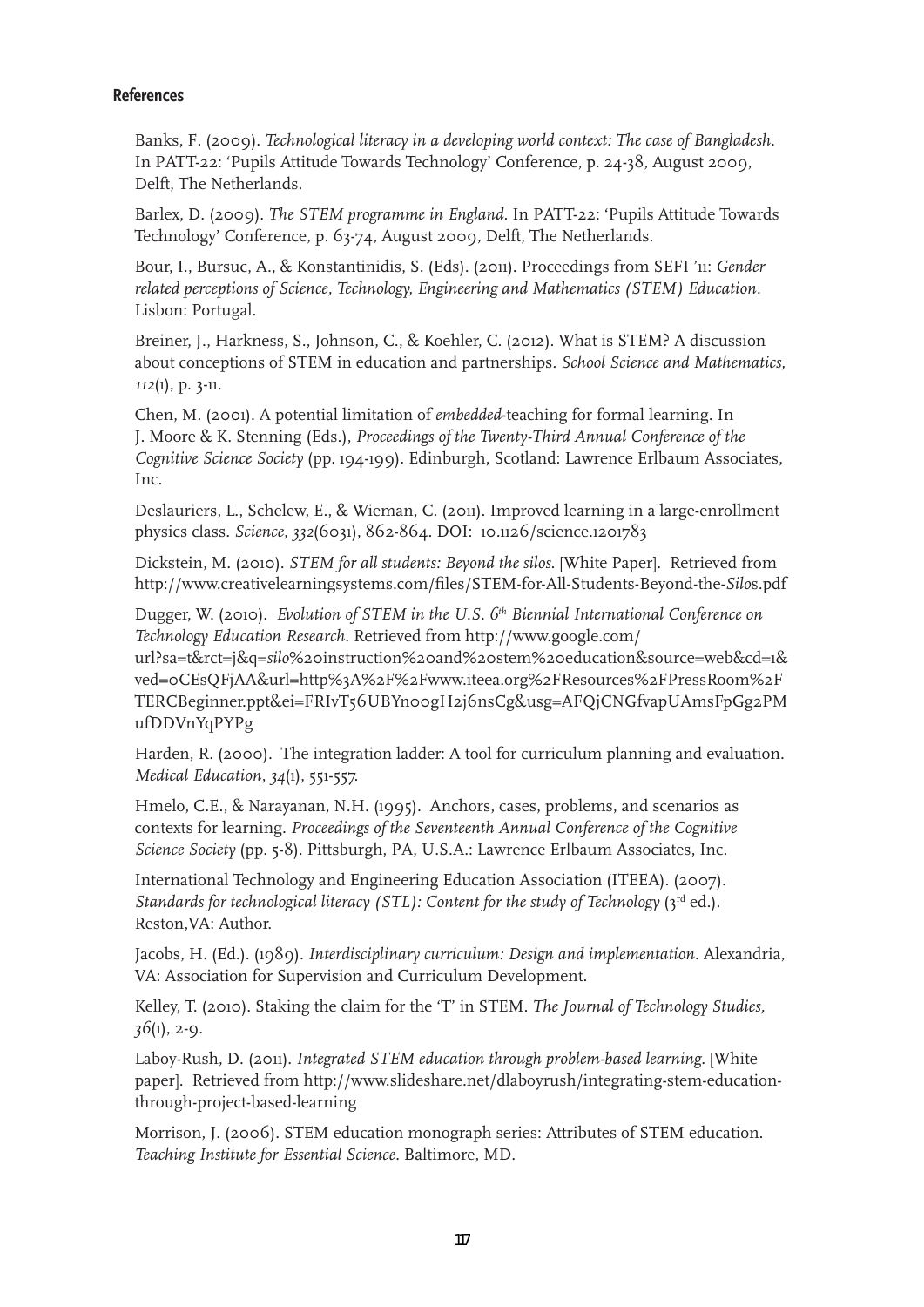## References

Banks, F. (2009). *Technological literacy in a developing world context: The case of Bangladesh.* In PATT-22: 'Pupils Attitude Towards Technology' Conference, p. 24-38, August 2009, Delft, The Netherlands.

Barlex, D. (2009). *The STEM programme in England.* In PATT-22: 'Pupils Attitude Towards Technology' Conference, p. 63-74, August 2009, Delft, The Netherlands.

Bour, I., Bursuc, A., & Konstantinidis, S. (Eds). (2011). Proceedings from SEFI '11: *Gender related perceptions of Science, Technology, Engineering and Mathematics (STEM) Education.* Lisbon: Portugal.

Breiner, J., Harkness, S., Johnson, C., & Koehler, C. (2012). What is STEM? A discussion about conceptions of STEM in education and partnerships. *School Science and Mathematics, 112*(1), p. 3-11.

Chen, M. (2001). A potential limitation of *embedded*-teaching for formal learning. In J. Moore & K. Stenning (Eds.), *Proceedings of the Twenty-Third Annual Conference of the Cognitive Science Society* (pp. 194-199). Edinburgh, Scotland: Lawrence Erlbaum Associates, Inc.

Deslauriers, L., Schelew, E., & Wieman, C. (2011). Improved learning in a large-enrollment physics class. *Science, 332*(6031), 862-864. DOI: 10.1126/science.1201783

Dickstein, M. (2010). *STEM for all students: Beyond the silos.* [White Paper]. Retrieved from http://www.creativelearningsystems.com/files/STEM-for-All-Students-Beyond-the-Silos.pdf

Dugger, W. (2010). *Evolution of STEM in the U.S. 6th Biennial International Conference on Technology Education Research.* Retrieved from http://www.google.com/url?sa=t&rct=j&q=silo%20instruction%20and%20stem%20education&source=web&cd=1&ved=0CEsQFjAA&url=http%3A%2F%2Fwww.iteea.org%2FResources%2FPressRoom%2FTERCBeginner.ppt&ei=FRIvT56UBYn0ogH2j6nsCg&usg=AFQjCNGfvapUAmsFpGg2PMufDDVnYqPYPg

Harden, R. (2000). The integration ladder: A tool for curriculum planning and evaluation. *Medical Education*, *34*(1), 551-557.

Hmelo, C.E., & Narayanan, N.H. (1995). Anchors, cases, problems, and scenarios as contexts for learning. *Proceedings of the Seventeenth Annual Conference of the Cognitive Science Society* (pp. 5-8). Pittsburgh, PA, U.S.A.: Lawrence Erlbaum Associates, Inc.

International Technology and Engineering Education Association (ITEEA). (2007). *Standards for technological literacy (STL): Content for the study of Technology* (3rd ed.). Reston,VA: Author.

Jacobs, H. (Ed.). (1989). *Interdisciplinary curriculum: Design and implementation.* Alexandria, VA: Association for Supervision and Curriculum Development.

Kelley, T. (2010). Staking the claim for the 'T' in STEM. *The Journal of Technology Studies, 36*(1), 2-9.

Laboy-Rush, D. (2011). *Integrated STEM education through problem-based learning.* [White paper]. Retrieved from http://www.slideshare.net/dlaboyrush/integrating-stem-education-through-project-based-learning

Morrison, J. (2006). STEM education monograph series: Attributes of STEM education. *Teaching Institute for Essential Science.* Baltimore, MD.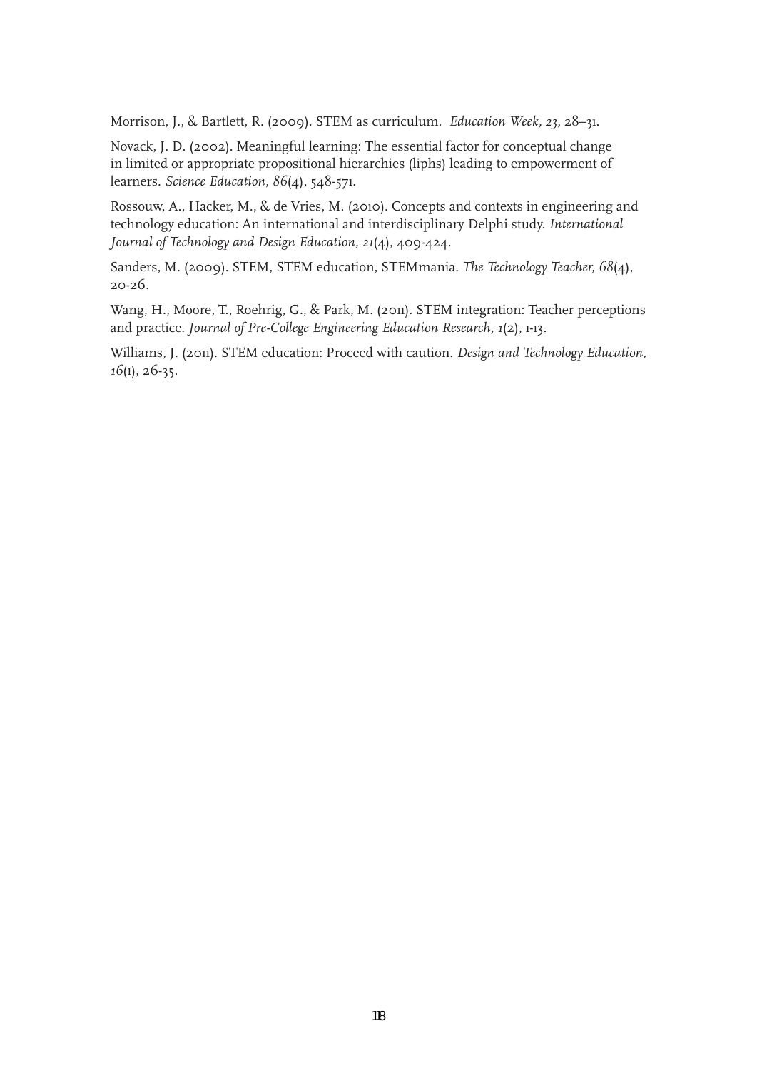Morrison, J., & Bartlett, R. (2009). STEM as curriculum. *Education Week, 23,* 28–31.

Novack, J. D. (2002). Meaningful learning: The essential factor for conceptual change in limited or appropriate propositional hierarchies (liphs) leading to empowerment of learners. *Science Education, 86*(4), 548-571.

Rossouw, A., Hacker, M., & de Vries, M. (2010). Concepts and contexts in engineering and technology education: An international and interdisciplinary Delphi study. *International Journal of Technology and Design Education, 21*(4), 409-424.

Sanders, M. (2009). STEM, STEM education, STEMmania. *The Technology Teacher, 68*(4), 20-26.

Wang, H., Moore, T., Roehrig, G., & Park, M. (2011). STEM integration: Teacher perceptions and practice. *Journal of Pre-College Engineering Education Research, 1*(2), 1-13.

Williams, J. (2011). STEM education: Proceed with caution. *Design and Technology Education, 16*(1), 26-35.